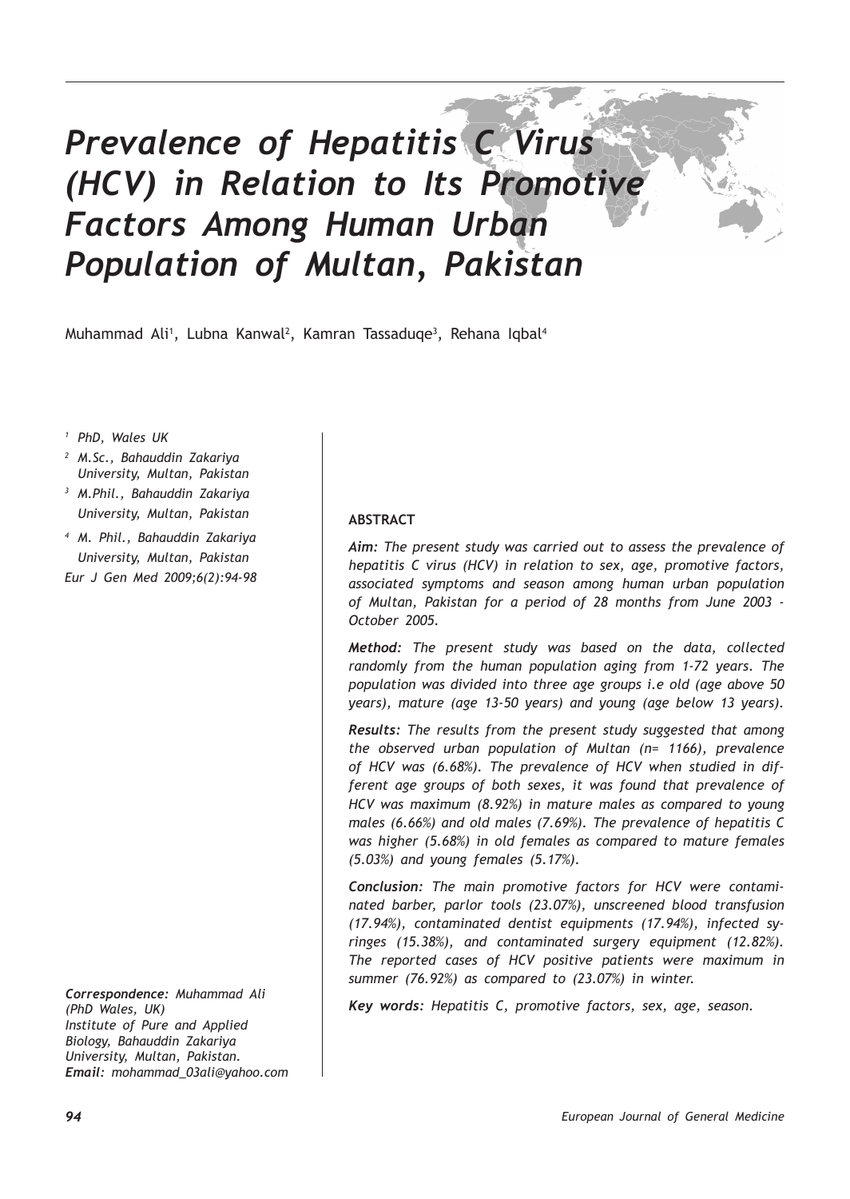# *Prevalence of Hepatitis C Virus (HCV) in Relation to Its Promotive Factors Among Human Urban Population of Multan, Pakistan*

Muhammad Ali[1], Lubna Kanwal[2], Kamran Tassaduqe[3], Rehana Iqbal[4]

*[1] PhD, Wales UK*

*[2] M.Sc., Bahauddin Zakariya University, Multan, Pakistan*

*[3] M.Phil., Bahauddin Zakariya University, Multan, Pakistan*

*[4] M. Phil., Bahauddin Zakariya University, Multan, Pakistan*

*Eur J Gen Med 2009;6(2):94-98*

## ABSTRACT

***Aim:*** *The present study was carried out to assess the prevalence of hepatitis C virus (HCV) in relation to sex, age, promotive factors, associated symptoms and season among human urban population of Multan, Pakistan for a period of 28 months from June 2003 - October 2005.*

***Method:*** *The present study was based on the data, collected randomly from the human population aging from 1-72 years. The population was divided into three age groups i.e old (age above 50 years), mature (age 13-50 years) and young (age below 13 years).*

***Results:*** *The results from the present study suggested that among the observed urban population of Multan (n= 1166), prevalence of HCV was (6.68%). The prevalence of HCV when studied in different age groups of both sexes, it was found that prevalence of HCV was maximum (8.92%) in mature males as compared to young males (6.66%) and old males (7.69%). The prevalence of hepatitis C was higher (5.68%) in old females as compared to mature females (5.03%) and young females (5.17%).*

***Conclusion:*** *The main promotive factors for HCV were contaminated barber, parlor tools (23.07%), unscreened blood transfusion (17.94%), contaminated dentist equipments (17.94%), infected syringes (15.38%), and contaminated surgery equipment (12.82%). The reported cases of HCV positive patients were maximum in summer (76.92%) as compared to (23.07%) in winter.*

***Key words:*** *Hepatitis C, promotive factors, sex, age, season.*

***Correspondence:*** *Muhammad Ali (PhD Wales, UK)*
*Institute of Pure and Applied Biology, Bahauddin Zakariya University, Multan, Pakistan.*
***Email:*** *mohammad_03ali@yahoo.com*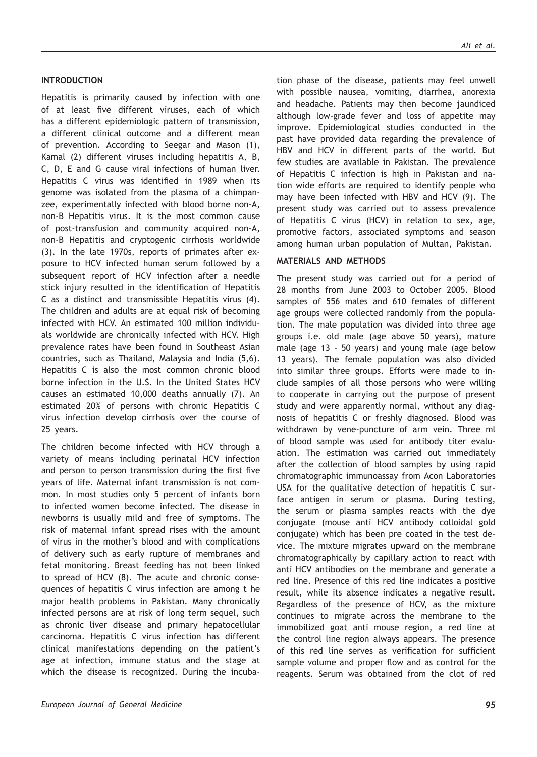## INTRODUCTION

Hepatitis is primarily caused by infection with one of at least five different viruses, each of which has a different epidemiologic pattern of transmission, a different clinical outcome and a different mean of prevention. According to Seegar and Mason (1), Kamal (2) different viruses including hepatitis A, B, C, D, E and G cause viral infections of human liver. Hepatitis C virus was identified in 1989 when its genome was isolated from the plasma of a chimpanzee, experimentally infected with blood borne non-A, non-B Hepatitis virus. It is the most common cause of post-transfusion and community acquired non-A, non-B Hepatitis and cryptogenic cirrhosis worldwide (3). In the late 1970s, reports of primates after exposure to HCV infected human serum followed by a subsequent report of HCV infection after a needle stick injury resulted in the identification of Hepatitis C as a distinct and transmissible Hepatitis virus (4). The children and adults are at equal risk of becoming infected with HCV. An estimated 100 million individuals worldwide are chronically infected with HCV. High prevalence rates have been found in Southeast Asian countries, such as Thailand, Malaysia and India (5,6). Hepatitis C is also the most common chronic blood borne infection in the U.S. In the United States HCV causes an estimated 10,000 deaths annually (7). An estimated 20% of persons with chronic Hepatitis C virus infection develop cirrhosis over the course of 25 years.

The children become infected with HCV through a variety of means including perinatal HCV infection and person to person transmission during the first five years of life. Maternal infant transmission is not common. In most studies only 5 percent of infants born to infected women become infected. The disease in newborns is usually mild and free of symptoms. The risk of maternal infant spread rises with the amount of virus in the mother's blood and with complications of delivery such as early rupture of membranes and fetal monitoring. Breast feeding has not been linked to spread of HCV (8). The acute and chronic consequences of hepatitis C virus infection are among t he major health problems in Pakistan. Many chronically infected persons are at risk of long term sequel, such as chronic liver disease and primary hepatocellular carcinoma. Hepatitis C virus infection has different clinical manifestations depending on the patient's age at infection, immune status and the stage at which the disease is recognized. During the incubation phase of the disease, patients may feel unwell with possible nausea, vomiting, diarrhea, anorexia and headache. Patients may then become jaundiced although low-grade fever and loss of appetite may improve. Epidemiological studies conducted in the past have provided data regarding the prevalence of HBV and HCV in different parts of the world. But few studies are available in Pakistan. The prevalence of Hepatitis C infection is high in Pakistan and nation wide efforts are required to identify people who may have been infected with HBV and HCV (9). The present study was carried out to assess prevalence of Hepatitis C virus (HCV) in relation to sex, age, promotive factors, associated symptoms and season among human urban population of Multan, Pakistan.

## MATERIALS AND METHODS

The present study was carried out for a period of 28 months from June 2003 to October 2005. Blood samples of 556 males and 610 females of different age groups were collected randomly from the population. The male population was divided into three age groups i.e. old male (age above 50 years), mature male (age 13 - 50 years) and young male (age below 13 years). The female population was also divided into similar three groups. Efforts were made to include samples of all those persons who were willing to cooperate in carrying out the purpose of present study and were apparently normal, without any diagnosis of hepatitis C or freshly diagnosed. Blood was withdrawn by vene-puncture of arm vein. Three ml of blood sample was used for antibody titer evaluation. The estimation was carried out immediately after the collection of blood samples by using rapid chromatographic immunoassay from Acon Laboratories USA for the qualitative detection of hepatitis C surface antigen in serum or plasma. During testing, the serum or plasma samples reacts with the dye conjugate (mouse anti HCV antibody colloidal gold conjugate) which has been pre coated in the test device. The mixture migrates upward on the membrane chromatographically by capillary action to react with anti HCV antibodies on the membrane and generate a red line. Presence of this red line indicates a positive result, while its absence indicates a negative result. Regardless of the presence of HCV, as the mixture continues to migrate across the membrane to the immobilized goat anti mouse region, a red line at the control line region always appears. The presence of this red line serves as verification for sufficient sample volume and proper flow and as control for the reagents. Serum was obtained from the clot of red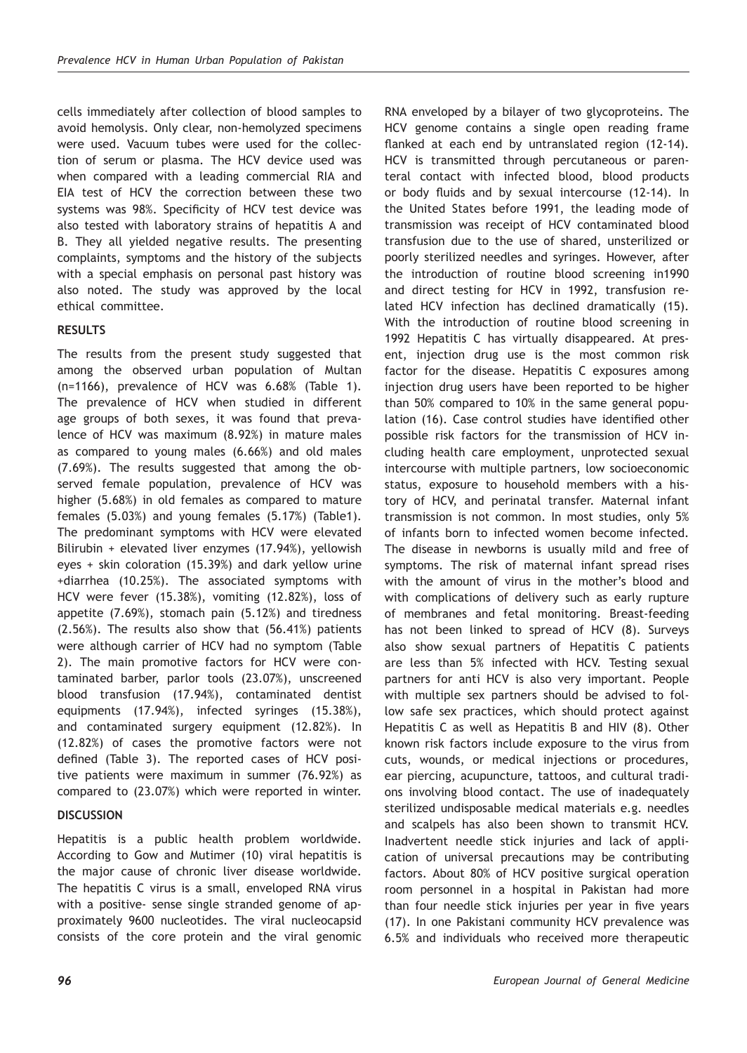cells immediately after collection of blood samples to avoid hemolysis. Only clear, non-hemolyzed specimens were used. Vacuum tubes were used for the collection of serum or plasma. The HCV device used was when compared with a leading commercial RIA and EIA test of HCV the correction between these two systems was 98%. Specificity of HCV test device was also tested with laboratory strains of hepatitis A and B. They all yielded negative results. The presenting complaints, symptoms and the history of the subjects with a special emphasis on personal past history was also noted. The study was approved by the local ethical committee.

## RESULTS

The results from the present study suggested that among the observed urban population of Multan (n=1166), prevalence of HCV was 6.68% (Table 1). The prevalence of HCV when studied in different age groups of both sexes, it was found that prevalence of HCV was maximum (8.92%) in mature males as compared to young males (6.66%) and old males (7.69%). The results suggested that among the observed female population, prevalence of HCV was higher (5.68%) in old females as compared to mature females (5.03%) and young females (5.17%) (Table1). The predominant symptoms with HCV were elevated Bilirubin + elevated liver enzymes (17.94%), yellowish eyes + skin coloration (15.39%) and dark yellow urine +diarrhea (10.25%). The associated symptoms with HCV were fever (15.38%), vomiting (12.82%), loss of appetite (7.69%), stomach pain (5.12%) and tiredness (2.56%). The results also show that (56.41%) patients were although carrier of HCV had no symptom (Table 2). The main promotive factors for HCV were contaminated barber, parlor tools (23.07%), unscreened blood transfusion (17.94%), contaminated dentist equipments (17.94%), infected syringes (15.38%), and contaminated surgery equipment (12.82%). In (12.82%) of cases the promotive factors were not defined (Table 3). The reported cases of HCV positive patients were maximum in summer (76.92%) as compared to (23.07%) which were reported in winter.

## DISCUSSION

Hepatitis is a public health problem worldwide. According to Gow and Mutimer (10) viral hepatitis is the major cause of chronic liver disease worldwide. The hepatitis C virus is a small, enveloped RNA virus with a positive- sense single stranded genome of approximately 9600 nucleotides. The viral nucleocapsid consists of the core protein and the viral genomic RNA enveloped by a bilayer of two glycoproteins. The HCV genome contains a single open reading frame flanked at each end by untranslated region (12-14). HCV is transmitted through percutaneous or parenteral contact with infected blood, blood products or body fluids and by sexual intercourse (12-14). In the United States before 1991, the leading mode of transmission was receipt of HCV contaminated blood transfusion due to the use of shared, unsterilized or poorly sterilized needles and syringes. However, after the introduction of routine blood screening in1990 and direct testing for HCV in 1992, transfusion related HCV infection has declined dramatically (15). With the introduction of routine blood screening in 1992 Hepatitis C has virtually disappeared. At present, injection drug use is the most common risk factor for the disease. Hepatitis C exposures among injection drug users have been reported to be higher than 50% compared to 10% in the same general population (16). Case control studies have identified other possible risk factors for the transmission of HCV including health care employment, unprotected sexual intercourse with multiple partners, low socioeconomic status, exposure to household members with a history of HCV, and perinatal transfer. Maternal infant transmission is not common. In most studies, only 5% of infants born to infected women become infected. The disease in newborns is usually mild and free of symptoms. The risk of maternal infant spread rises with the amount of virus in the mother's blood and with complications of delivery such as early rupture of membranes and fetal monitoring. Breast-feeding has not been linked to spread of HCV (8). Surveys also show sexual partners of Hepatitis C patients are less than 5% infected with HCV. Testing sexual partners for anti HCV is also very important. People with multiple sex partners should be advised to follow safe sex practices, which should protect against Hepatitis C as well as Hepatitis B and HIV (8). Other known risk factors include exposure to the virus from cuts, wounds, or medical injections or procedures, ear piercing, acupuncture, tattoos, and cultural tradions involving blood contact. The use of inadequately sterilized undisposable medical materials e.g. needles and scalpels has also been shown to transmit HCV. Inadvertent needle stick injuries and lack of application of universal precautions may be contributing factors. About 80% of HCV positive surgical operation room personnel in a hospital in Pakistan had more than four needle stick injuries per year in five years (17). In one Pakistani community HCV prevalence was 6.5% and individuals who received more therapeutic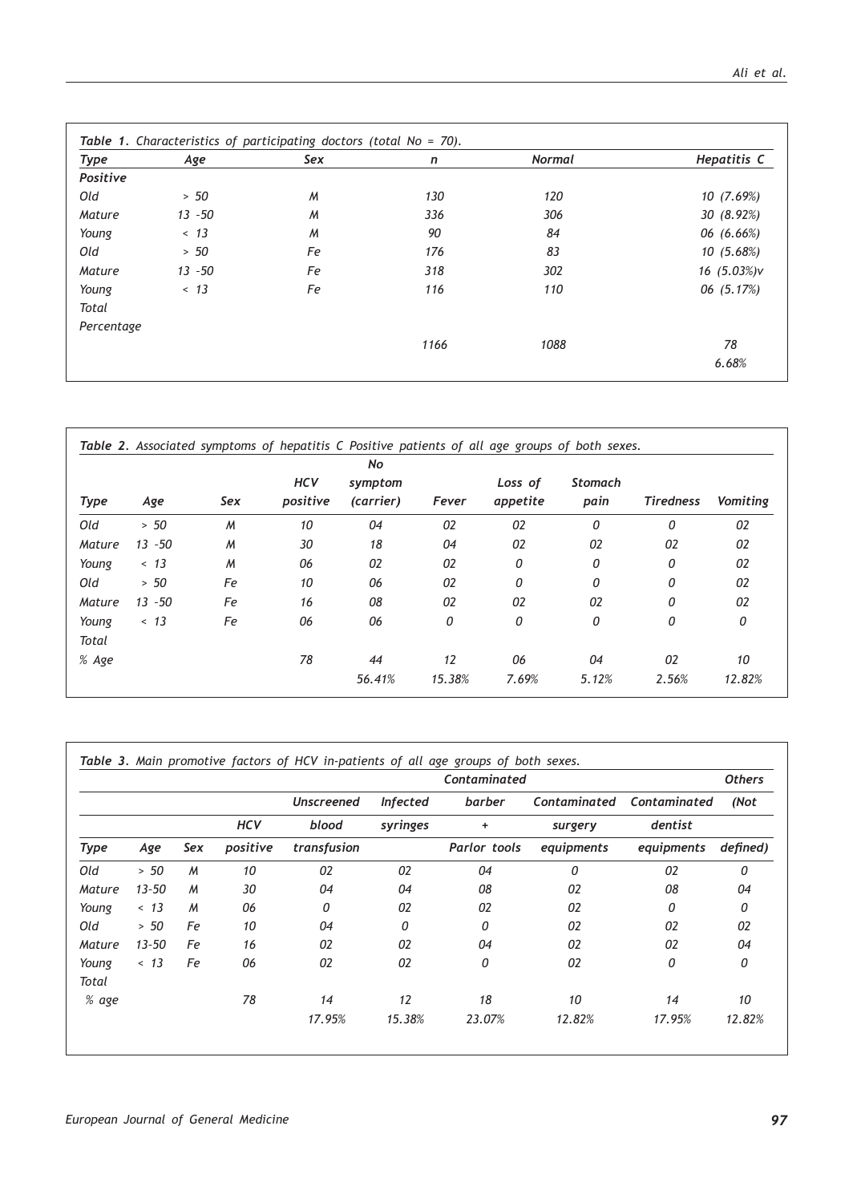*Table 1. Characteristics of participating doctors (total No = 70).*

| Type | Age | Sex | n | Normal | Hepatitis C |
|---|---|---|---|---|---|
| Positive | | | | | |
| Old | > 50 | M | 130 | 120 | 10 (7.69%) |
| Mature | 13 -50 | M | 336 | 306 | 30 (8.92%) |
| Young | < 13 | M | 90 | 84 | 06 (6.66%) |
| Old | > 50 | Fe | 176 | 83 | 10 (5.68%) |
| Mature | 13 -50 | Fe | 318 | 302 | 16 (5.03%)v |
| Young | < 13 | Fe | 116 | 110 | 06 (5.17%) |
| Total | | | | | |
| Percentage | | | | | |
| | | | 1166 | 1088 | 78 |
| | | | | | 6.68% |

*Table 2. Associated symptoms of hepatitis C Positive patients of all age groups of both sexes.*

| Type | Age | Sex | HCV positive | No symptom (carrier) | Fever | Loss of appetite | Stomach pain | Tiredness | Vomiting |
|---|---|---|---|---|---|---|---|---|---|
| Old | > 50 | M | 10 | 04 | 02 | 02 | 0 | 0 | 02 |
| Mature | 13 -50 | M | 30 | 18 | 04 | 02 | 02 | 02 | 02 |
| Young | < 13 | M | 06 | 02 | 02 | 0 | 0 | 0 | 02 |
| Old | > 50 | Fe | 10 | 06 | 02 | 0 | 0 | 0 | 02 |
| Mature | 13 -50 | Fe | 16 | 08 | 02 | 02 | 02 | 0 | 02 |
| Young | < 13 | Fe | 06 | 06 | 0 | 0 | 0 | 0 | 0 |
| Total | | | | | | | | | |
| % Age | | | 78 | 44 | 12 | 06 | 04 | 02 | 10 |
| | | | | 56.41% | 15.38% | 7.69% | 5.12% | 2.56% | 12.82% |

*Table 3. Main promotive factors of HCV in-patients of all age groups of both sexes.*

| Type | Age | Sex | HCV positive | Unscreened blood transfusion | Infected syringes | Contaminated barber + Parlor tools | Contaminated surgery equipments | Contaminated dentist equipments | Others (Not defined) |
|---|---|---|---|---|---|---|---|---|---|
| Old | > 50 | M | 10 | 02 | 02 | 04 | 0 | 02 | 0 |
| Mature | 13-50 | M | 30 | 04 | 04 | 08 | 02 | 08 | 04 |
| Young | < 13 | M | 06 | 0 | 02 | 02 | 02 | 0 | 0 |
| Old | > 50 | Fe | 10 | 04 | 0 | 0 | 02 | 02 | 02 |
| Mature | 13-50 | Fe | 16 | 02 | 02 | 04 | 02 | 02 | 04 |
| Young | < 13 | Fe | 06 | 02 | 02 | 0 | 02 | 0 | 0 |
| Total | | | | | | | | | |
| % age | | | 78 | 14 | 12 | 18 | 10 | 14 | 10 |
| | | | | 17.95% | 15.38% | 23.07% | 12.82% | 17.95% | 12.82% |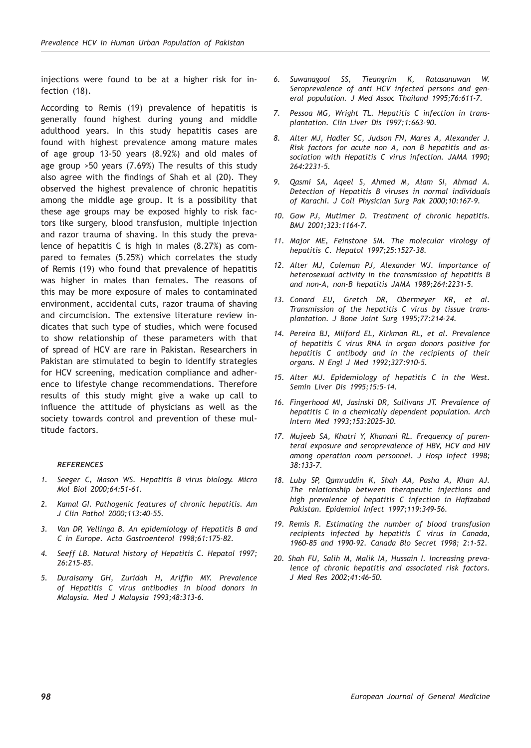injections were found to be at a higher risk for infection (18).

According to Remis (19) prevalence of hepatitis is generally found highest during young and middle adulthood years. In this study hepatitis cases are found with highest prevalence among mature males of age group 13-50 years (8.92%) and old males of age group >50 years (7.69%) The results of this study also agree with the findings of Shah et al (20). They observed the highest prevalence of chronic hepatitis among the middle age group. It is a possibility that these age groups may be exposed highly to risk factors like surgery, blood transfusion, multiple injection and razor trauma of shaving. In this study the prevalence of hepatitis C is high in males (8.27%) as compared to females (5.25%) which correlates the study of Remis (19) who found that prevalence of hepatitis was higher in males than females. The reasons of this may be more exposure of males to contaminated environment, accidental cuts, razor trauma of shaving and circumcision. The extensive literature review indicates that such type of studies, which were focused to show relationship of these parameters with that of spread of HCV are rare in Pakistan. Researchers in Pakistan are stimulated to begin to identify strategies for HCV screening, medication compliance and adherence to lifestyle change recommendations. Therefore results of this study might give a wake up call to influence the attitude of physicians as well as the society towards control and prevention of these multitude factors.

## *REFERENCES*

1. *Seeger C, Mason WS. Hepatitis B virus biology. Micro Mol Biol 2000;64:51-61.*
2. *Kamal GI. Pathogenic features of chronic hepatitis. Am J Clin Pathol 2000;113:40-55.*
3. *Van DP, Vellinga B. An epidemiology of Hepatitis B and C in Europe. Acta Gastroenterol 1998;61:175-82.*
4. *Seeff LB. Natural history of Hepatitis C. Hepatol 1997; 26:215-85.*
5. *Duraisamy GH, Zuridah H, Ariffin MY. Prevalence of Hepatitis C virus antibodies in blood donors in Malaysia. Med J Malaysia 1993;48:313-6.*
6. *Suwanagool SS, Tieangrim K, Ratasanuwan W. Seroprevalence of anti HCV infected persons and general population. J Med Assoc Thailand 1995;76:611-7.*
7. *Pessoa MG, Wright TL. Hepatitis C infection in transplantation. Clin Liver Dis 1997;1:663-90.*
8. *Alter MJ, Hadler SC, Judson FN, Mares A, Alexander J. Risk factors for acute non A, non B hepatitis and association with Hepatitis C virus infection. JAMA 1990; 264:2231-5.*
9. *Qasmi SA, Aqeel S, Ahmed M, Alam SI, Ahmad A. Detection of Hepatitis B viruses in normal individuals of Karachi. J Coll Physician Surg Pak 2000;10:167-9.*
10. *Gow PJ, Mutimer D. Treatment of chronic hepatitis. BMJ 2001;323:1164-7.*
11. *Major ME, Feinstone SM. The molecular virology of hepatitis C. Hepatol 1997;25:1527-38.*
12. *Alter MJ, Coleman PJ, Alexander WJ. Importance of heterosexual activity in the transmission of hepatitis B and non-A, non-B hepatitis JAMA 1989;264:2231-5.*
13. *Conard EU, Gretch DR, Obermeyer KR, et al. Transmission of the hepatitis C virus by tissue transplantation. J Bone Joint Surg 1995;77:214-24.*
14. *Pereira BJ, Milford EL, Kirkman RL, et al. Prevalence of hepatitis C virus RNA in organ donors positive for hepatitis C antibody and in the recipients of their organs. N Engl J Med 1992;327:910-5.*
15. *Alter MJ. Epidemiology of hepatitis C in the West. Semin Liver Dis 1995;15:5-14.*
16. *Fingerhood MI, Jasinski DR, Sullivans JT. Prevalence of hepatitis C in a chemically dependent population. Arch Intern Med 1993;153:2025-30.*
17. *Mujeeb SA, Khatri Y, Khanani RL. Frequency of parenteral exposure and seroprevalence of HBV, HCV and HIV among operation room personnel. J Hosp Infect 1998; 38:133-7.*
18. *Luby SP, Qamruddin K, Shah AA, Pasha A, Khan AJ. The relationship between therapeutic injections and high prevalence of hepatitis C infection in Hafizabad Pakistan. Epidemiol Infect 1997;119:349-56.*
19. *Remis R. Estimating the number of blood transfusion recipients infected by hepatitis C virus in Canada, 1960-85 and 1990-92. Canada Blo Secret 1998; 2:1-52.*
20. *Shah FU, Salih M, Malik IA, Hussain I. Increasing prevalence of chronic hepatitis and associated risk factors. J Med Res 2002;41:46-50.*